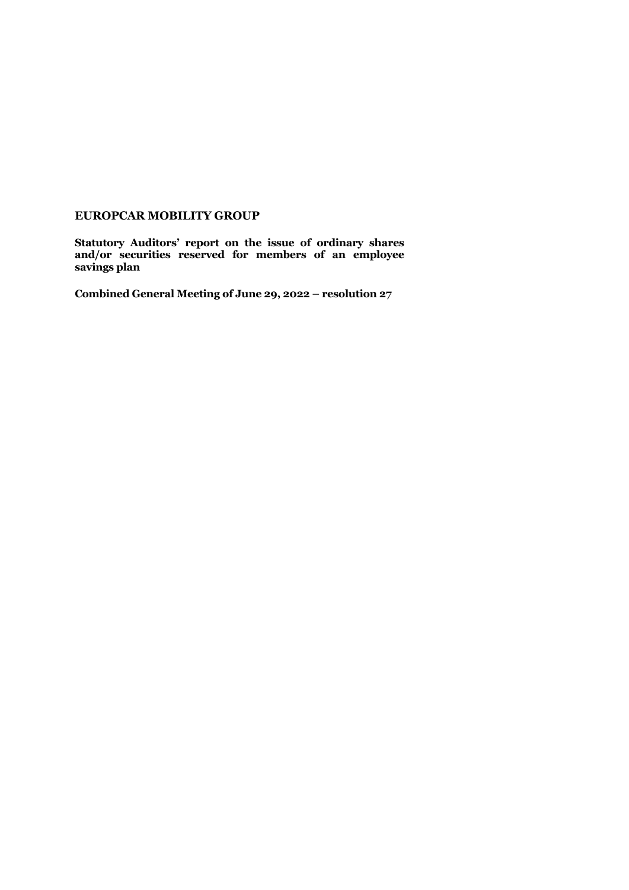**EUROPCAR MOBILITY GROUP**

**Statutory Auditors' report on the issue of ordinary shares and/or securities reserved for members of an employee savings plan**

**Combined General Meeting of June 29, 2022 – resolution 27**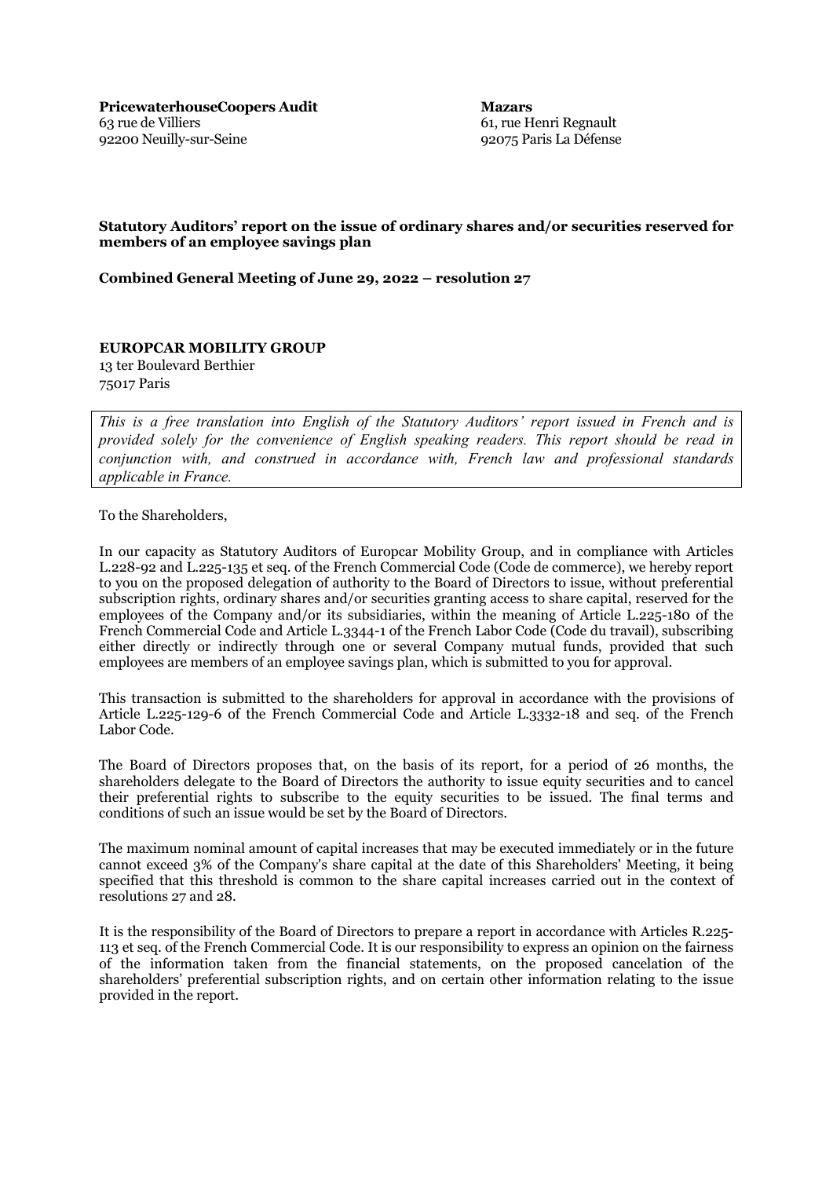**PricewaterhouseCoopers Audit**
63 rue de Villiers
92200 Neuilly-sur-Seine

**Mazars**
61, rue Henri Regnault
92075 Paris La Défense

**Statutory Auditors' report on the issue of ordinary shares and/or securities reserved for members of an employee savings plan**

**Combined General Meeting of June 29, 2022 – resolution 27**

**EUROPCAR MOBILITY GROUP**
13 ter Boulevard Berthier
75017 Paris

*This is a free translation into English of the Statutory Auditors' report issued in French and is provided solely for the convenience of English speaking readers. This report should be read in conjunction with, and construed in accordance with, French law and professional standards applicable in France.*

To the Shareholders,

In our capacity as Statutory Auditors of Europcar Mobility Group, and in compliance with Articles L.228-92 and L.225-135 et seq. of the French Commercial Code (Code de commerce), we hereby report to you on the proposed delegation of authority to the Board of Directors to issue, without preferential subscription rights, ordinary shares and/or securities granting access to share capital, reserved for the employees of the Company and/or its subsidiaries, within the meaning of Article L.225-180 of the French Commercial Code and Article L.3344-1 of the French Labor Code (Code du travail), subscribing either directly or indirectly through one or several Company mutual funds, provided that such employees are members of an employee savings plan, which is submitted to you for approval.

This transaction is submitted to the shareholders for approval in accordance with the provisions of Article L.225-129-6 of the French Commercial Code and Article L.3332-18 and seq. of the French Labor Code.

The Board of Directors proposes that, on the basis of its report, for a period of 26 months, the shareholders delegate to the Board of Directors the authority to issue equity securities and to cancel their preferential rights to subscribe to the equity securities to be issued. The final terms and conditions of such an issue would be set by the Board of Directors.

The maximum nominal amount of capital increases that may be executed immediately or in the future cannot exceed 3% of the Company's share capital at the date of this Shareholders' Meeting, it being specified that this threshold is common to the share capital increases carried out in the context of resolutions 27 and 28.

It is the responsibility of the Board of Directors to prepare a report in accordance with Articles R.225-113 et seq. of the French Commercial Code. It is our responsibility to express an opinion on the fairness of the information taken from the financial statements, on the proposed cancelation of the shareholders' preferential subscription rights, and on certain other information relating to the issue provided in the report.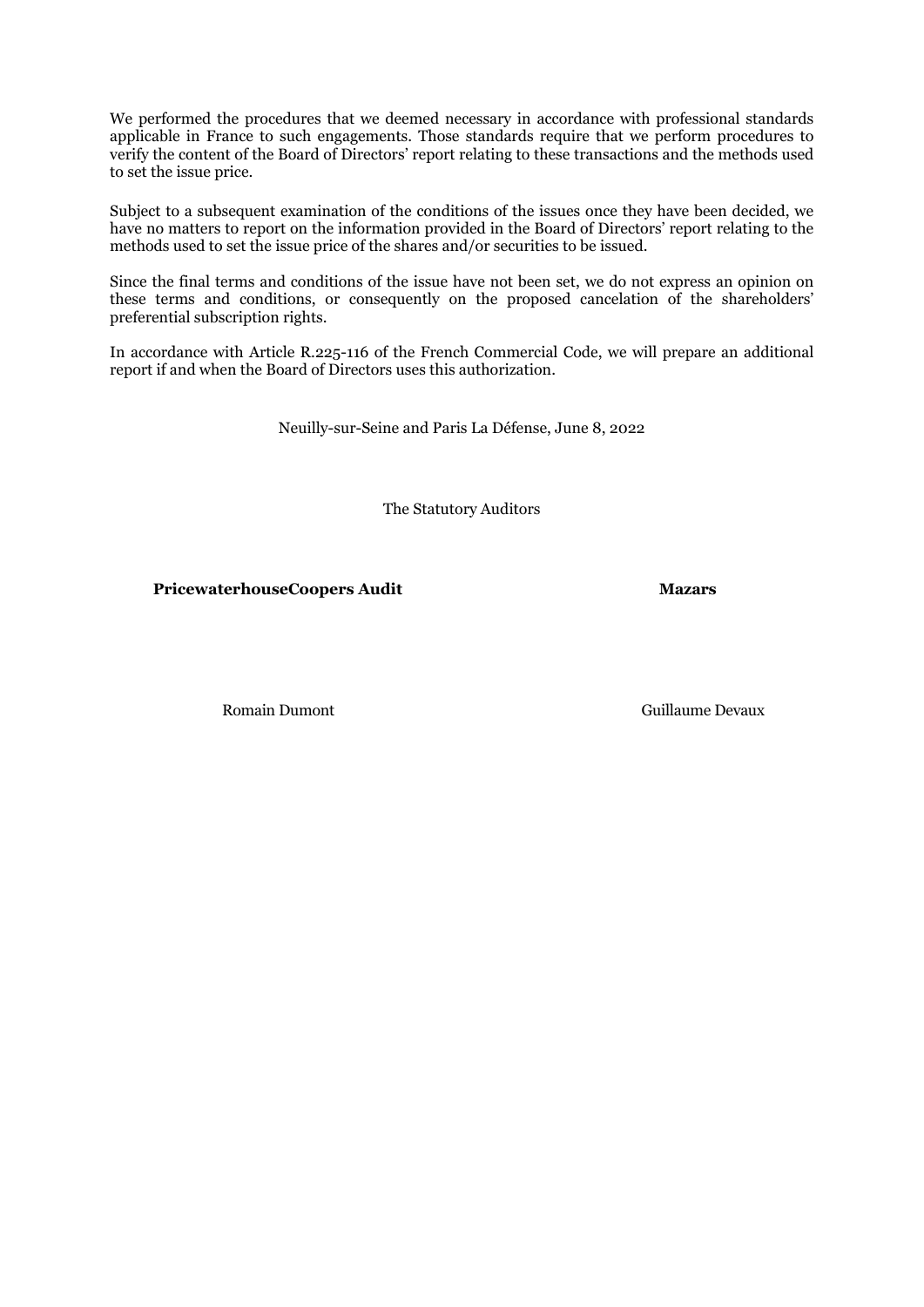We performed the procedures that we deemed necessary in accordance with professional standards applicable in France to such engagements. Those standards require that we perform procedures to verify the content of the Board of Directors' report relating to these transactions and the methods used to set the issue price.

Subject to a subsequent examination of the conditions of the issues once they have been decided, we have no matters to report on the information provided in the Board of Directors' report relating to the methods used to set the issue price of the shares and/or securities to be issued.

Since the final terms and conditions of the issue have not been set, we do not express an opinion on these terms and conditions, or consequently on the proposed cancelation of the shareholders' preferential subscription rights.

In accordance with Article R.225-116 of the French Commercial Code, we will prepare an additional report if and when the Board of Directors uses this authorization.

Neuilly-sur-Seine and Paris La Défense, June 8, 2022

The Statutory Auditors

**PricewaterhouseCoopers Audit**

Romain Dumont

**Mazars**

Guillaume Devaux